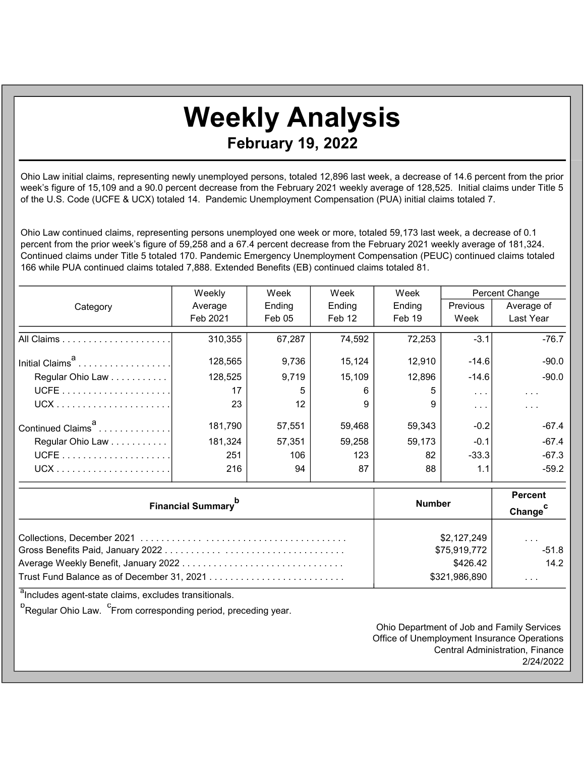# Weekly Analysis

## February 19, 2022

Ohio Law initial claims, representing newly unemployed persons, totaled 12,896 last week, a decrease of 14.6 percent from the prior week's figure of 15,109 and a 90.0 percent decrease from the February 2021 weekly average of 128,525. Initial claims under Title 5 of the U.S. Code (UCFE & UCX) totaled 14. Pandemic Unemployment Compensation (PUA) initial claims totaled 7.

Ohio Law continued claims, representing persons unemployed one week or more, totaled 59,173 last week, a decrease of 0.1 percent from the prior week's figure of 59,258 and a 67.4 percent decrease from the February 2021 weekly average of 181,324. Continued claims under Title 5 totaled 170. Pandemic Emergency Unemployment Compensation (PEUC) continued claims totaled 166 while PUA continued claims totaled 7,888. Extended Benefits (EB) continued claims totaled 81.

| Category | Weekly Average Feb 2021 | Week Ending Feb 05 | Week Ending Feb 12 | Week Ending Feb 19 | Percent Change Previous Week | Percent Change Average of Last Year |
|---|---|---|---|---|---|---|
| All Claims | 310,355 | 67,287 | 74,592 | 72,253 | -3.1 | -76.7 |
| Initial Claims[a] | 128,565 | 9,736 | 15,124 | 12,910 | -14.6 | -90.0 |
| Regular Ohio Law | 128,525 | 9,719 | 15,109 | 12,896 | -14.6 | -90.0 |
| UCFE | 17 | 5 | 6 | 5 | . . . | . . . |
| UCX | 23 | 12 | 9 | 9 | . . . | . . . |
| Continued Claims[a] | 181,790 | 57,551 | 59,468 | 59,343 | -0.2 | -67.4 |
| Regular Ohio Law | 181,324 | 57,351 | 59,258 | 59,173 | -0.1 | -67.4 |
| UCFE | 251 | 106 | 123 | 82 | -33.3 | -67.3 |
| UCX | 216 | 94 | 87 | 88 | 1.1 | -59.2 |

| Financial Summary[b] | Number | Percent Change[c] |
|---|---|---|
| Collections, December 2021 | $2,127,249 | . . . |
| Gross Benefits Paid, January 2022 | $75,919,772 | -51.8 |
| Average Weekly Benefit, January 2022 | $426.42 | 14.2 |
| Trust Fund Balance as of December 31, 2021 | $321,986,890 | . . . |

[a]Includes agent-state claims, excludes transitionals.

[b]Regular Ohio Law. [c]From corresponding period, preceding year.

Ohio Department of Job and Family Services
Office of Unemployment Insurance Operations
Central Administration, Finance
2/24/2022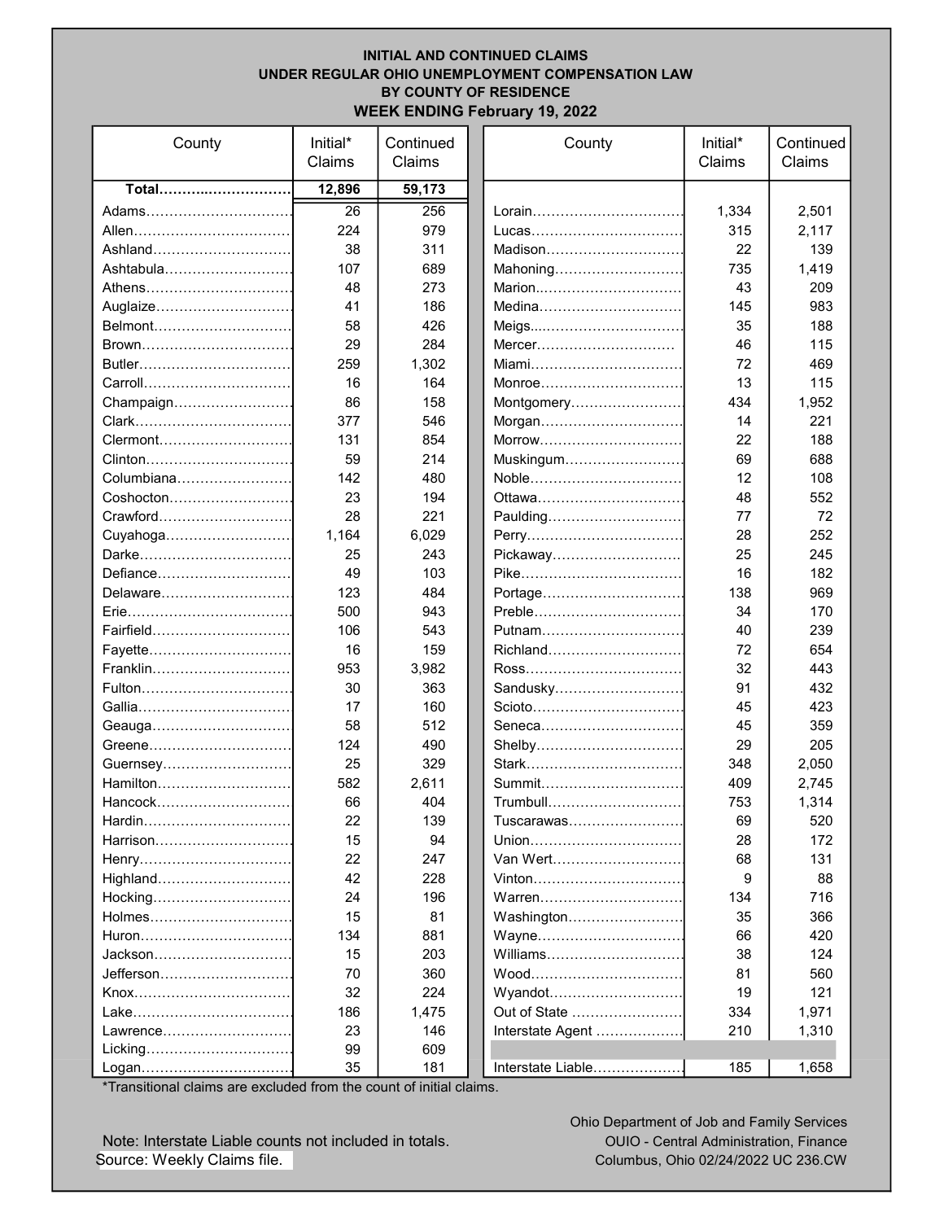**INITIAL AND CONTINUED CLAIMS**
**UNDER REGULAR OHIO UNEMPLOYMENT COMPENSATION LAW**
**BY COUNTY OF RESIDENCE**
**WEEK ENDING February 19, 2022**

| County | Initial* Claims | Continued Claims |
|---|---|---|
| **Total** | **12,896** | **59,173** |
| Adams | 26 | 256 |
| Allen | 224 | 979 |
| Ashland | 38 | 311 |
| Ashtabula | 107 | 689 |
| Athens | 48 | 273 |
| Auglaize | 41 | 186 |
| Belmont | 58 | 426 |
| Brown | 29 | 284 |
| Butler | 259 | 1,302 |
| Carroll | 16 | 164 |
| Champaign | 86 | 158 |
| Clark | 377 | 546 |
| Clermont | 131 | 854 |
| Clinton | 59 | 214 |
| Columbiana | 142 | 480 |
| Coshocton | 23 | 194 |
| Crawford | 28 | 221 |
| Cuyahoga | 1,164 | 6,029 |
| Darke | 25 | 243 |
| Defiance | 49 | 103 |
| Delaware | 123 | 484 |
| Erie | 500 | 943 |
| Fairfield | 106 | 543 |
| Fayette | 16 | 159 |
| Franklin | 953 | 3,982 |
| Fulton | 30 | 363 |
| Gallia | 17 | 160 |
| Geauga | 58 | 512 |
| Greene | 124 | 490 |
| Guernsey | 25 | 329 |
| Hamilton | 582 | 2,611 |
| Hancock | 66 | 404 |
| Hardin | 22 | 139 |
| Harrison | 15 | 94 |
| Henry | 22 | 247 |
| Highland | 42 | 228 |
| Hocking | 24 | 196 |
| Holmes | 15 | 81 |
| Huron | 134 | 881 |
| Jackson | 15 | 203 |
| Jefferson | 70 | 360 |
| Knox | 32 | 224 |
| Lake | 186 | 1,475 |
| Lawrence | 23 | 146 |
| Licking | 99 | 609 |
| Logan | 35 | 181 |
| Lorain | 1,334 | 2,501 |
| Lucas | 315 | 2,117 |
| Madison | 22 | 139 |
| Mahoning | 735 | 1,419 |
| Marion | 43 | 209 |
| Medina | 145 | 983 |
| Meigs | 35 | 188 |
| Mercer | 46 | 115 |
| Miami | 72 | 469 |
| Monroe | 13 | 115 |
| Montgomery | 434 | 1,952 |
| Morgan | 14 | 221 |
| Morrow | 22 | 188 |
| Muskingum | 69 | 688 |
| Noble | 12 | 108 |
| Ottawa | 48 | 552 |
| Paulding | 77 | 72 |
| Perry | 28 | 252 |
| Pickaway | 25 | 245 |
| Pike | 16 | 182 |
| Portage | 138 | 969 |
| Preble | 34 | 170 |
| Putnam | 40 | 239 |
| Richland | 72 | 654 |
| Ross | 32 | 443 |
| Sandusky | 91 | 432 |
| Scioto | 45 | 423 |
| Seneca | 45 | 359 |
| Shelby | 29 | 205 |
| Stark | 348 | 2,050 |
| Summit | 409 | 2,745 |
| Trumbull | 753 | 1,314 |
| Tuscarawas | 69 | 520 |
| Union | 28 | 172 |
| Van Wert | 68 | 131 |
| Vinton | 9 | 88 |
| Warren | 134 | 716 |
| Washington | 35 | 366 |
| Wayne | 66 | 420 |
| Williams | 38 | 124 |
| Wood | 81 | 560 |
| Wyandot | 19 | 121 |
| Out of State | 334 | 1,971 |
| Interstate Agent | 210 | 1,310 |
| Interstate Liable | 185 | 1,658 |

*Transitional claims are excluded from the count of initial claims.

Note: Interstate Liable counts not included in totals.
Source: Weekly Claims file.

Ohio Department of Job and Family Services
OUIO - Central Administration, Finance
Columbus, Ohio 02/24/2022 UC 236.CW